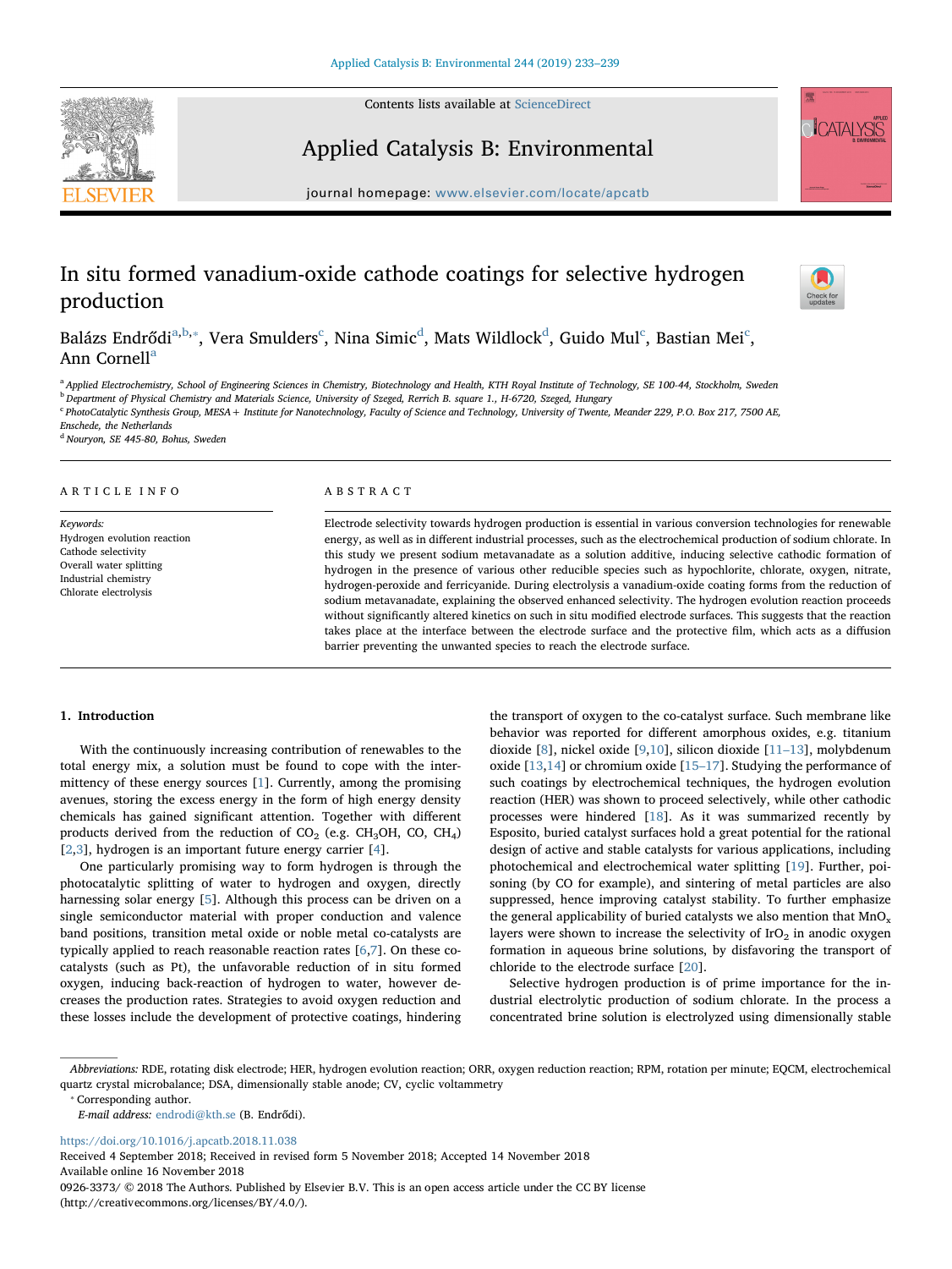# In situ formed vanadium-oxide cathode coatings for selective hydrogen production

Balázs Endrődi[a,b,*], Vera Smulders[c], Nina Simic[d], Mats Wildlock[d], Guido Mul[c], Bastian Mei[c], Ann Cornell[a]

[a] Applied Electrochemistry, School of Engineering Sciences in Chemistry, Biotechnology and Health, KTH Royal Institute of Technology, SE 100-44, Stockholm, Sweden

[b] Department of Physical Chemistry and Materials Science, University of Szeged, Rerrich B. square 1., H-6720, Szeged, Hungary

[c] PhotoCatalytic Synthesis Group, MESA+ Institute for Nanotechnology, Faculty of Science and Technology, University of Twente, Meander 229, P.O. Box 217, 7500 AE, Enschede, the Netherlands

[d] Nouryon, SE 445-80, Bohus, Sweden

## ARTICLE INFO

*Keywords:*
Hydrogen evolution reaction
Cathode selectivity
Overall water splitting
Industrial chemistry
Chlorate electrolysis

## ABSTRACT

Electrode selectivity towards hydrogen production is essential in various conversion technologies for renewable energy, as well as in different industrial processes, such as the electrochemical production of sodium chlorate. In this study we present sodium metavanadate as a solution additive, inducing selective cathodic formation of hydrogen in the presence of various other reducible species such as hypochlorite, chlorate, oxygen, nitrate, hydrogen-peroxide and ferricyanide. During electrolysis a vanadium-oxide coating forms from the reduction of sodium metavanadate, explaining the observed enhanced selectivity. The hydrogen evolution reaction proceeds without significantly altered kinetics on such in situ modified electrode surfaces. This suggests that the reaction takes place at the interface between the electrode surface and the protective film, which acts as a diffusion barrier preventing the unwanted species to reach the electrode surface.

## 1. Introduction

With the continuously increasing contribution of renewables to the total energy mix, a solution must be found to cope with the intermittency of these energy sources [1]. Currently, among the promising avenues, storing the excess energy in the form of high energy density chemicals has gained significant attention. Together with different products derived from the reduction of $CO_2$ (e.g. $CH_3OH$, CO, $CH_4$) [2,3], hydrogen is an important future energy carrier [4].

One particularly promising way to form hydrogen is through the photocatalytic splitting of water to hydrogen and oxygen, directly harnessing solar energy [5]. Although this process can be driven on a single semiconductor material with proper conduction and valence band positions, transition metal oxide or noble metal co-catalysts are typically applied to reach reasonable reaction rates [6,7]. On these co-catalysts (such as Pt), the unfavorable reduction of in situ formed oxygen, inducing back-reaction of hydrogen to water, however decreases the production rates. Strategies to avoid oxygen reduction and these losses include the development of protective coatings, hindering the transport of oxygen to the co-catalyst surface. Such membrane like behavior was reported for different amorphous oxides, e.g. titanium dioxide [8], nickel oxide [9,10], silicon dioxide [11–13], molybdenum oxide [13,14] or chromium oxide [15–17]. Studying the performance of such coatings by electrochemical techniques, the hydrogen evolution reaction (HER) was shown to proceed selectively, while other cathodic processes were hindered [18]. As it was summarized recently by Esposito, buried catalyst surfaces hold a great potential for the rational design of active and stable catalysts for various applications, including photochemical and electrochemical water splitting [19]. Further, poisoning (by CO for example), and sintering of metal particles are also suppressed, hence improving catalyst stability. To further emphasize the general applicability of buried catalysts we also mention that $MnO_x$ layers were shown to increase the selectivity of $IrO_2$ in anodic oxygen formation in aqueous brine solutions, by disfavoring the transport of chloride to the electrode surface [20].

Selective hydrogen production is of prime importance for the industrial electrolytic production of sodium chlorate. In the process a concentrated brine solution is electrolyzed using dimensionally stable

---

*Abbreviations:* RDE, rotating disk electrode; HER, hydrogen evolution reaction; ORR, oxygen reduction reaction; RPM, rotation per minute; EQCM, electrochemical quartz crystal microbalance; DSA, dimensionally stable anode; CV, cyclic voltammetry

\* Corresponding author.

*E-mail address:* endrodi@kth.se (B. Endrődi).

https://doi.org/10.1016/j.apcatb.2018.11.038

Received 4 September 2018; Received in revised form 5 November 2018; Accepted 14 November 2018

Available online 16 November 2018

0926-3373/ © 2018 The Authors. Published by Elsevier B.V. This is an open access article under the CC BY license (http://creativecommons.org/licenses/BY/4.0/).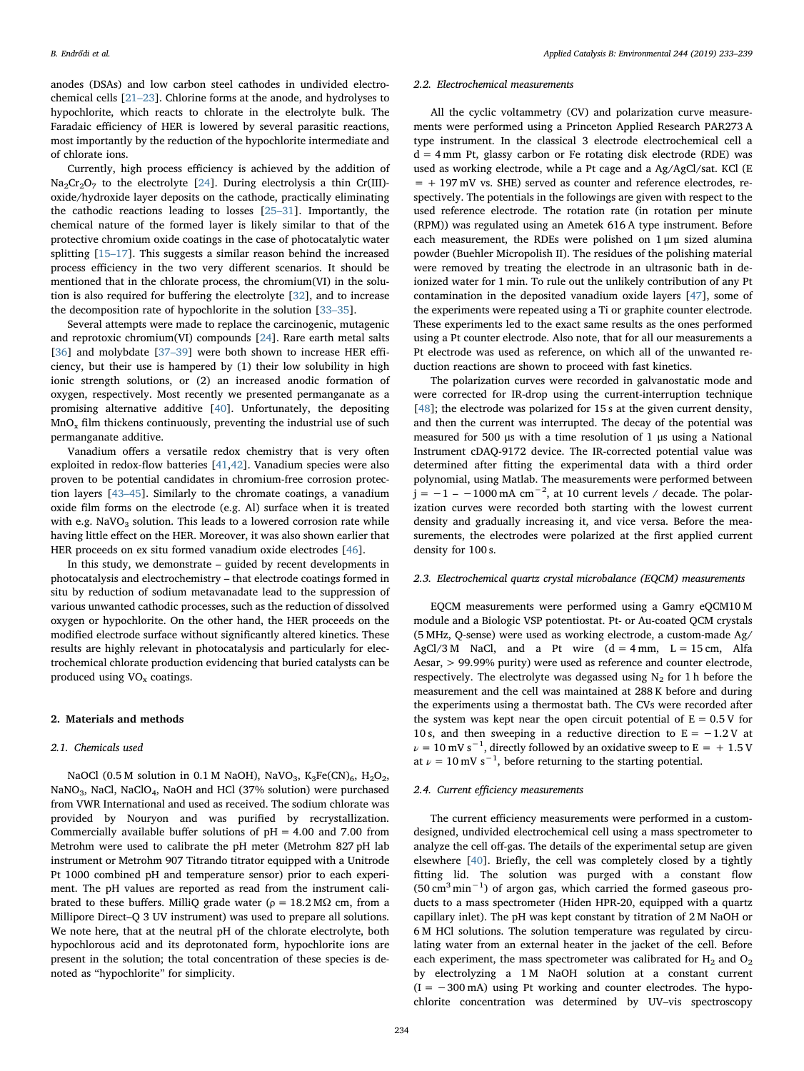anodes (DSAs) and low carbon steel cathodes in undivided electrochemical cells [21–23]. Chlorine forms at the anode, and hydrolyses to hypochlorite, which reacts to chlorate in the electrolyte bulk. The Faradaic efficiency of HER is lowered by several parasitic reactions, most importantly by the reduction of the hypochlorite intermediate and of chlorate ions.

Currently, high process efficiency is achieved by the addition of $Na_2Cr_2O_7$ to the electrolyte [24]. During electrolysis a thin Cr(III)-oxide/hydroxide layer deposits on the cathode, practically eliminating the cathodic reactions leading to losses [25–31]. Importantly, the chemical nature of the formed layer is likely similar to that of the protective chromium oxide coatings in the case of photocatalytic water splitting [15–17]. This suggests a similar reason behind the increased process efficiency in the two very different scenarios. It should be mentioned that in the chlorate process, the chromium(VI) in the solution is also required for buffering the electrolyte [32], and to increase the decomposition rate of hypochlorite in the solution [33–35].

Several attempts were made to replace the carcinogenic, mutagenic and reprotoxic chromium(VI) compounds [24]. Rare earth metal salts [36] and molybdate [37–39] were both shown to increase HER efficiency, but their use is hampered by (1) their low solubility in high ionic strength solutions, or (2) an increased anodic formation of oxygen, respectively. Most recently we presented permanganate as a promising alternative additive [40]. Unfortunately, the depositing $MnO_x$ film thickens continuously, preventing the industrial use of such permanganate additive.

Vanadium offers a versatile redox chemistry that is very often exploited in redox-flow batteries [41,42]. Vanadium species were also proven to be potential candidates in chromium-free corrosion protection layers [43–45]. Similarly to the chromate coatings, a vanadium oxide film forms on the electrode (e.g. Al) surface when it is treated with e.g. $NaVO_3$ solution. This leads to a lowered corrosion rate while having little effect on the HER. Moreover, it was also shown earlier that HER proceeds on ex situ formed vanadium oxide electrodes [46].

In this study, we demonstrate – guided by recent developments in photocatalysis and electrochemistry – that electrode coatings formed in situ by reduction of sodium metavanadate lead to the suppression of various unwanted cathodic processes, such as the reduction of dissolved oxygen or hypochlorite. On the other hand, the HER proceeds on the modified electrode surface without significantly altered kinetics. These results are highly relevant in photocatalysis and particularly for electrochemical chlorate production evidencing that buried catalysts can be produced using $VO_x$ coatings.

## 2. Materials and methods

### 2.1. Chemicals used

NaOCl (0.5 M solution in 0.1 M NaOH), $NaVO_3$, $K_3Fe(CN)_6$, $H_2O_2$, $NaNO_3$, NaCl, $NaClO_4$, NaOH and HCl (37% solution) were purchased from VWR International and used as received. The sodium chlorate was provided by Nouryon and was purified by recrystallization. Commercially available buffer solutions of pH = 4.00 and 7.00 from Metrohm were used to calibrate the pH meter (Metrohm 827 pH lab instrument or Metrohm 907 Titrando titrator equipped with a Unitrode Pt 1000 combined pH and temperature sensor) prior to each experiment. The pH values are reported as read from the instrument calibrated to these buffers. MilliQ grade water (ρ = 18.2 MΩ cm, from a Millipore Direct–Q 3 UV instrument) was used to prepare all solutions. We note here, that at the neutral pH of the chlorate electrolyte, both hypochlorous acid and its deprotonated form, hypochlorite ions are present in the solution; the total concentration of these species is denoted as "hypochlorite" for simplicity.

### 2.2. Electrochemical measurements

All the cyclic voltammetry (CV) and polarization curve measurements were performed using a Princeton Applied Research PAR273 A type instrument. In the classical 3 electrode electrochemical cell a d = 4 mm Pt, glassy carbon or Fe rotating disk electrode (RDE) was used as working electrode, while a Pt cage and a Ag/AgCl/sat. KCl (E = + 197 mV vs. SHE) served as counter and reference electrodes, respectively. The potentials in the followings are given with respect to the used reference electrode. The rotation rate (in rotation per minute (RPM)) was regulated using an Ametek 616 A type instrument. Before each measurement, the RDEs were polished on 1 μm sized alumina powder (Buehler Micropolish II). The residues of the polishing material were removed by treating the electrode in an ultrasonic bath in deionized water for 1 min. To rule out the unlikely contribution of any Pt contamination in the deposited vanadium oxide layers [47], some of the experiments were repeated using a Ti or graphite counter electrode. These experiments led to the exact same results as the ones performed using a Pt counter electrode. Also note, that for all our measurements a Pt electrode was used as reference, on which all of the unwanted reduction reactions are shown to proceed with fast kinetics.

The polarization curves were recorded in galvanostatic mode and were corrected for IR-drop using the current-interruption technique [48]; the electrode was polarized for 15 s at the given current density, and then the current was interrupted. The decay of the potential was measured for 500 μs with a time resolution of 1 μs using a National Instrument cDAQ-9172 device. The IR-corrected potential value was determined after fitting the experimental data with a third order polynomial, using Matlab. The measurements were performed between $j = -1 - -1000\ mA\ cm^{-2}$, at 10 current levels / decade. The polarization curves were recorded both starting with the lowest current density and gradually increasing it, and vice versa. Before the measurements, the electrodes were polarized at the first applied current density for 100 s.

### 2.3. Electrochemical quartz crystal microbalance (EQCM) measurements

EQCM measurements were performed using a Gamry eQCM10 M module and a Biologic VSP potentiostat. Pt- or Au-coated QCM crystals (5 MHz, Q-sense) were used as working electrode, a custom-made Ag/AgCl/3 M NaCl, and a Pt wire (d = 4 mm, L = 15 cm, Alfa Aesar, > 99.99% purity) were used as reference and counter electrode, respectively. The electrolyte was degassed using $N_2$ for 1 h before the measurement and the cell was maintained at 288 K before and during the experiments using a thermostat bath. The CVs were recorded after the system was kept near the open circuit potential of E = 0.5 V for 10 s, and then sweeping in a reductive direction to E = −1.2 V at $\nu = 10\ mV\ s^{-1}$, directly followed by an oxidative sweep to E = + 1.5 V at $\nu = 10\ mV\ s^{-1}$, before returning to the starting potential.

### 2.4. Current efficiency measurements

The current efficiency measurements were performed in a custom-designed, undivided electrochemical cell using a mass spectrometer to analyze the cell off-gas. The details of the experimental setup are given elsewhere [40]. Briefly, the cell was completely closed by a tightly fitting lid. The solution was purged with a constant flow ($50\ cm^3\ min^{-1}$) of argon gas, which carried the formed gaseous products to a mass spectrometer (Hiden HPR-20, equipped with a quartz capillary inlet). The pH was kept constant by titration of 2 M NaOH or 6 M HCl solutions. The solution temperature was regulated by circulating water from an external heater in the jacket of the cell. Before each experiment, the mass spectrometer was calibrated for $H_2$ and $O_2$ by electrolyzing a 1 M NaOH solution at a constant current (I = −300 mA) using Pt working and counter electrodes. The hypochlorite concentration was determined by UV–vis spectroscopy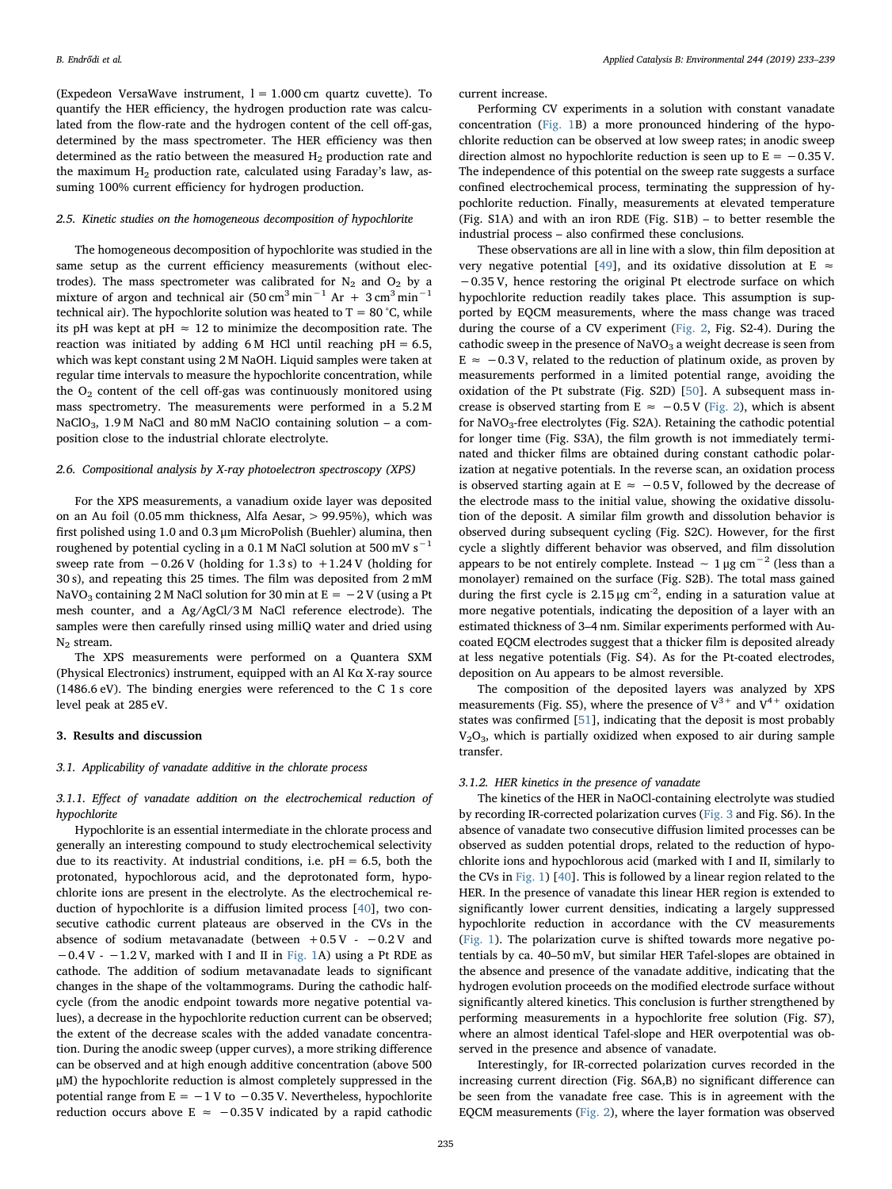(Expedeon VersaWave instrument, l = 1.000 cm quartz cuvette). To quantify the HER efficiency, the hydrogen production rate was calculated from the flow-rate and the hydrogen content of the cell off-gas, determined by the mass spectrometer. The HER efficiency was then determined as the ratio between the measured $H_2$ production rate and the maximum $H_2$ production rate, calculated using Faraday's law, assuming 100% current efficiency for hydrogen production.

### 2.5. Kinetic studies on the homogeneous decomposition of hypochlorite

The homogeneous decomposition of hypochlorite was studied in the same setup as the current efficiency measurements (without electrodes). The mass spectrometer was calibrated for $N_2$ and $O_2$ by a mixture of argon and technical air (50 $cm^3\,min^{-1}$ Ar + 3 $cm^3\,min^{-1}$ technical air). The hypochlorite solution was heated to T = 80 °C, while its pH was kept at pH ≈ 12 to minimize the decomposition rate. The reaction was initiated by adding 6 M HCl until reaching pH = 6.5, which was kept constant using 2 M NaOH. Liquid samples were taken at regular time intervals to measure the hypochlorite concentration, while the $O_2$ content of the cell off-gas was continuously monitored using mass spectrometry. The measurements were performed in a 5.2 M $NaClO_3$, 1.9 M NaCl and 80 mM NaClO containing solution – a composition close to the industrial chlorate electrolyte.

### 2.6. Compositional analysis by X-ray photoelectron spectroscopy (XPS)

For the XPS measurements, a vanadium oxide layer was deposited on an Au foil (0.05 mm thickness, Alfa Aesar, > 99.95%), which was first polished using 1.0 and 0.3 μm MicroPolish (Buehler) alumina, then roughened by potential cycling in a 0.1 M NaCl solution at 500 mV $s^{-1}$ sweep rate from −0.26 V (holding for 1.3 s) to +1.24 V (holding for 30 s), and repeating this 25 times. The film was deposited from 2 mM $NaVO_3$ containing 2 M NaCl solution for 30 min at E = −2 V (using a Pt mesh counter, and a Ag/AgCl/3 M NaCl reference electrode). The samples were then carefully rinsed using milliQ water and dried using $N_2$ stream.

The XPS measurements were performed on a Quantera SXM (Physical Electronics) instrument, equipped with an Al Kα X-ray source (1486.6 eV). The binding energies were referenced to the C 1 s core level peak at 285 eV.

## 3. Results and discussion

### 3.1. Applicability of vanadate additive in the chlorate process

#### 3.1.1. Effect of vanadate addition on the electrochemical reduction of hypochlorite

Hypochlorite is an essential intermediate in the chlorate process and generally an interesting compound to study electrochemical selectivity due to its reactivity. At industrial conditions, i.e. pH = 6.5, both the protonated, hypochlorous acid, and the deprotonated form, hypochlorite ions are present in the electrolyte. As the electrochemical reduction of hypochlorite is a diffusion limited process [40], two consecutive cathodic current plateaus are observed in the CVs in the absence of sodium metavanadate (between +0.5 V - −0.2 V and −0.4 V - −1.2 V, marked with I and II in Fig. 1A) using a Pt RDE as cathode. The addition of sodium metavanadate leads to significant changes in the shape of the voltammograms. During the cathodic half-cycle (from the anodic endpoint towards more negative potential values), a decrease in the hypochlorite reduction current can be observed; the extent of the decrease scales with the added vanadate concentration. During the anodic sweep (upper curves), a more striking difference can be observed and at high enough additive concentration (above 500 μM) the hypochlorite reduction is almost completely suppressed in the potential range from E = −1 V to −0.35 V. Nevertheless, hypochlorite reduction occurs above E ≈ −0.35 V indicated by a rapid cathodic current increase.

Performing CV experiments in a solution with constant vanadate concentration (Fig. 1B) a more pronounced hindering of the hypochlorite reduction can be observed at low sweep rates; in anodic sweep direction almost no hypochlorite reduction is seen up to E = −0.35 V. The independence of this potential on the sweep rate suggests a surface confined electrochemical process, terminating the suppression of hypochlorite reduction. Finally, measurements at elevated temperature (Fig. S1A) and with an iron RDE (Fig. S1B) – to better resemble the industrial process – also confirmed these conclusions.

These observations are all in line with a slow, thin film deposition at very negative potential [49], and its oxidative dissolution at E ≈ −0.35 V, hence restoring the original Pt electrode surface on which hypochlorite reduction readily takes place. This assumption is supported by EQCM measurements, where the mass change was traced during the course of a CV experiment (Fig. 2, Fig. S2-4). During the cathodic sweep in the presence of $NaVO_3$ a weight decrease is seen from E ≈ −0.3 V, related to the reduction of platinum oxide, as proven by measurements performed in a limited potential range, avoiding the oxidation of the Pt substrate (Fig. S2D) [50]. A subsequent mass increase is observed starting from E ≈ −0.5 V (Fig. 2), which is absent for $NaVO_3$-free electrolytes (Fig. S2A). Retaining the cathodic potential for longer time (Fig. S3A), the film growth is not immediately terminated and thicker films are obtained during constant cathodic polarization at negative potentials. In the reverse scan, an oxidation process is observed starting again at E ≈ −0.5 V, followed by the decrease of the electrode mass to the initial value, showing the oxidative dissolution of the deposit. A similar film growth and dissolution behavior is observed during subsequent cycling (Fig. S2C). However, for the first cycle a slightly different behavior was observed, and film dissolution appears to be not entirely complete. Instead ∼ 1 μg $cm^{-2}$ (less than a monolayer) remained on the surface (Fig. S2B). The total mass gained during the first cycle is 2.15 μg $cm^{-2}$, ending in a saturation value at more negative potentials, indicating the deposition of a layer with an estimated thickness of 3–4 nm. Similar experiments performed with Au-coated EQCM electrodes suggest that a thicker film is deposited already at less negative potentials (Fig. S4). As for the Pt-coated electrodes, deposition on Au appears to be almost reversible.

The composition of the deposited layers was analyzed by XPS measurements (Fig. S5), where the presence of $V^{3+}$ and $V^{4+}$ oxidation states was confirmed [51], indicating that the deposit is most probably $V_2O_3$, which is partially oxidized when exposed to air during sample transfer.

#### 3.1.2. HER kinetics in the presence of vanadate

The kinetics of the HER in NaOCl-containing electrolyte was studied by recording IR-corrected polarization curves (Fig. 3 and Fig. S6). In the absence of vanadate two consecutive diffusion limited processes can be observed as sudden potential drops, related to the reduction of hypochlorite ions and hypochlorous acid (marked with I and II, similarly to the CVs in Fig. 1) [40]. This is followed by a linear region related to the HER. In the presence of vanadate this linear HER region is extended to significantly lower current densities, indicating a largely suppressed hypochlorite reduction in accordance with the CV measurements (Fig. 1). The polarization curve is shifted towards more negative potentials by ca. 40–50 mV, but similar HER Tafel-slopes are obtained in the absence and presence of the vanadate additive, indicating that the hydrogen evolution proceeds on the modified electrode surface without significantly altered kinetics. This conclusion is further strengthened by performing measurements in a hypochlorite free solution (Fig. S7), where an almost identical Tafel-slope and HER overpotential was observed in the presence and absence of vanadate.

Interestingly, for IR-corrected polarization curves recorded in the increasing current direction (Fig. S6A,B) no significant difference can be seen from the vanadate free case. This is in agreement with the EQCM measurements (Fig. 2), where the layer formation was observed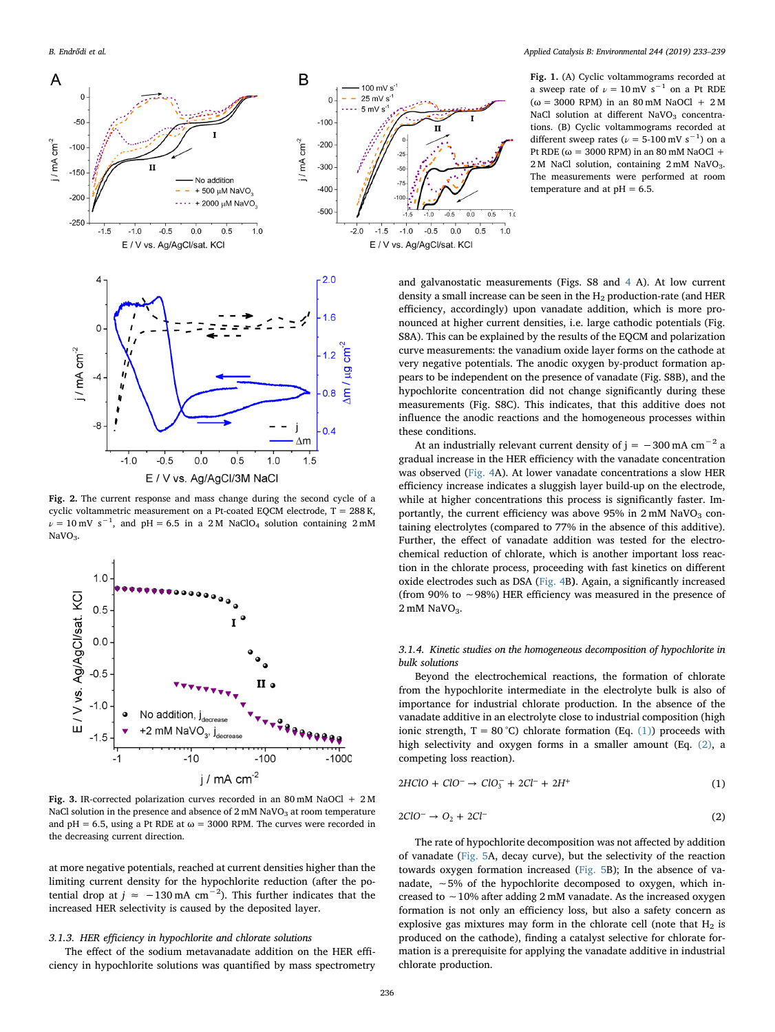**Fig. 1.** (A) Cyclic voltammograms recorded at a sweep rate of $\nu = 10\,mV\,s^{-1}$ on a Pt RDE ($\omega = 3000$ RPM) in an 80 mM NaCl + 2 M NaCl solution at different $NaVO_3$ concentrations. (B) Cyclic voltammograms recorded at different sweep rates ($\nu = 5$-$100\,mV\,s^{-1}$) on a Pt RDE ($\omega = 3000$ RPM) in an 80 mM NaOCl + 2 M NaCl solution, containing 2 mM $NaVO_3$. The measurements were performed at room temperature and at pH = 6.5.

**Fig. 2.** The current response and mass change during the second cycle of a cyclic voltammetric measurement on a Pt-coated EQCM electrode, T = 288 K, $\nu = 10\,mV\,s^{-1}$, and pH = 6.5 in a 2 M $NaClO_4$ solution containing 2 mM $NaVO_3$.

**Fig. 3.** IR-corrected polarization curves recorded in an 80 mM NaOCl + 2 M NaCl solution in the presence and absence of 2 mM $NaVO_3$ at room temperature and pH = 6.5, using a Pt RDE at $\omega = 3000$ RPM. The curves were recorded in the decreasing current direction.

at more negative potentials, reached at current densities higher than the limiting current density for the hypochlorite reduction (after the potential drop at $j \approx -130\,mA\,cm^{-2}$). This further indicates that the increased HER selectivity is caused by the deposited layer.

### 3.1.3. HER efficiency in hypochlorite and chlorate solutions

The effect of the sodium metavanadate addition on the HER efficiency in hypochlorite solutions was quantified by mass spectrometry and galvanostatic measurements (Figs. S8 and 4 A). At low current density a small increase can be seen in the $H_2$ production-rate (and HER efficiency, accordingly) upon vanadate addition, which is more pronounced at higher current densities, i.e. large cathodic potentials (Fig. S8A). This can be explained by the results of the EQCM and polarization curve measurements: the vanadium oxide layer forms on the cathode at very negative potentials. The anodic oxygen by-product formation appears to be independent on the presence of vanadate (Fig. S8B), and the hypochlorite concentration did not change significantly during these measurements (Fig. S8C). This indicates, that this additive does not influence the anodic reactions and the homogeneous processes within these conditions.

At an industrially relevant current density of $j = -300\,mA\,cm^{-2}$ a gradual increase in the HER efficiency with the vanadate concentration was observed (Fig. 4A). At lower vanadate concentrations a slow HER efficiency increase indicates a sluggish layer build-up on the electrode, while at higher concentrations this process is significantly faster. Importantly, the current efficiency was above 95% in 2 mM $NaVO_3$ containing electrolytes (compared to 77% in the absence of this additive). Further, the effect of vanadate addition was tested for the electrochemical reduction of chlorate, which is another important loss reaction in the chlorate process, proceeding with fast kinetics on different oxide electrodes such as DSA (Fig. 4B). Again, a significantly increased (from 90% to ~98%) HER efficiency was measured in the presence of 2 mM $NaVO_3$.

### 3.1.4. Kinetic studies on the homogeneous decomposition of hypochlorite in bulk solutions

Beyond the electrochemical reactions, the formation of chlorate from the hypochlorite intermediate in the electrolyte bulk is also of importance for industrial chlorate production. In the absence of the vanadate additive in an electrolyte close to industrial composition (high ionic strength, T = 80 °C) chlorate formation (Eq. (1)) proceeds with high selectivity and oxygen forms in a smaller amount (Eq. (2), a competing loss reaction).

$$2HClO + ClO^- \rightarrow ClO_3^- + 2Cl^- + 2H^+ \tag{1}$$

$$2ClO^- \rightarrow O_2 + 2Cl^- \tag{2}$$

The rate of hypochlorite decomposition was not affected by addition of vanadate (Fig. 5A, decay curve), but the selectivity of the reaction towards oxygen formation increased (Fig. 5B); In the absence of vanadate, ~5% of the hypochlorite decomposed to oxygen, which increased to ~10% after adding 2 mM vanadate. As the increased oxygen formation is not only an efficiency loss, but also a safety concern as explosive gas mixtures may form in the chlorate cell (note that $H_2$ is produced on the cathode), finding a catalyst selective for chlorate formation is a prerequisite for applying the vanadate additive in industrial chlorate production.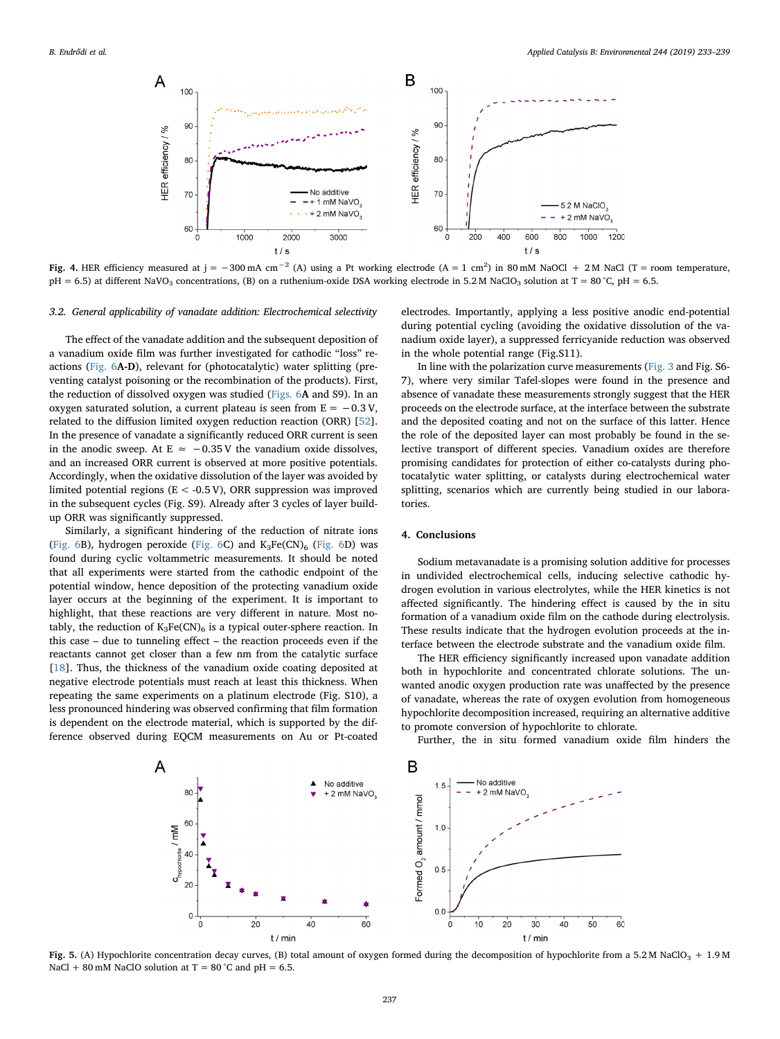**Fig. 4.** HER efficiency measured at $j = -300\,mA\,cm^{-2}$ (A) using a Pt working electrode ($A = 1\,cm^2$) in 80 mM NaOCl + 2 M NaCl (T = room temperature, pH = 6.5) at different $NaVO_3$ concentrations, (B) on a ruthenium-oxide DSA working electrode in 5.2 M $NaClO_3$ solution at T = 80 °C, pH = 6.5.

### 3.2. General applicability of vanadate addition: Electrochemical selectivity

The effect of the vanadate addition and the subsequent deposition of a vanadium oxide film was further investigated for cathodic "loss" reactions (Fig. 6**A-D**), relevant for (photocatalytic) water splitting (preventing catalyst poisoning or the recombination of the products). First, the reduction of dissolved oxygen was studied (Figs. 6**A** and S9). In an oxygen saturated solution, a current plateau is seen from E = −0.3 V, related to the diffusion limited oxygen reduction reaction (ORR) [52]. In the presence of vanadate a significantly reduced ORR current is seen in the anodic sweep. At E ≈ −0.35 V the vanadium oxide dissolves, and an increased ORR current is observed at more positive potentials. Accordingly, when the oxidative dissolution of the layer was avoided by limited potential regions (E < -0.5 V), ORR suppression was improved in the subsequent cycles (Fig. S9). Already after 3 cycles of layer build-up ORR was significantly suppressed.

Similarly, a significant hindering of the reduction of nitrate ions (Fig. 6B), hydrogen peroxide (Fig. 6C) and $K_3Fe(CN)_6$ (Fig. 6D) was found during cyclic voltammetric measurements. It should be noted that all experiments were started from the cathodic endpoint of the potential window, hence deposition of the protecting vanadium oxide layer occurs at the beginning of the experiment. It is important to highlight, that these reactions are very different in nature. Most notably, the reduction of $K_3Fe(CN)_6$ is a typical outer-sphere reaction. In this case – due to tunneling effect – the reaction proceeds even if the reactants cannot get closer than a few nm from the catalytic surface [18]. Thus, the thickness of the vanadium oxide coating deposited at negative electrode potentials must reach at least this thickness. When repeating the same experiments on a platinum electrode (Fig. S10), a less pronounced hindering was observed confirming that film formation is dependent on the electrode material, which is supported by the difference observed during EQCM measurements on Au or Pt-coated electrodes. Importantly, applying a less positive anodic end-potential during potential cycling (avoiding the oxidative dissolution of the vanadium oxide layer), a suppressed ferricyanide reduction was observed in the whole potential range (Fig.S11).

In line with the polarization curve measurements (Fig. 3 and Fig. S6-7), where very similar Tafel-slopes were found in the presence and absence of vanadate these measurements strongly suggest that the HER proceeds on the electrode surface, at the interface between the substrate and the deposited coating and not on the surface of this latter. Hence the role of the deposited layer can most probably be found in the selective transport of different species. Vanadium oxides are therefore promising candidates for protection of either co-catalysts during photocatalytic water splitting, or catalysts during electrochemical water splitting, scenarios which are currently being studied in our laboratories.

## 4. Conclusions

Sodium metavanadate is a promising solution additive for processes in undivided electrochemical cells, inducing selective cathodic hydrogen evolution in various electrolytes, while the HER kinetics is not affected significantly. The hindering effect is caused by the in situ formation of a vanadium oxide film on the cathode during electrolysis. These results indicate that the hydrogen evolution proceeds at the interface between the electrode substrate and the vanadium oxide film.

The HER efficiency significantly increased upon vanadate addition both in hypochlorite and concentrated chlorate solutions. The unwanted anodic oxygen production rate was unaffected by the presence of vanadate, whereas the rate of oxygen evolution from homogeneous hypochlorite decomposition increased, requiring an alternative additive to promote conversion of hypochlorite to chlorate.

Further, the in situ formed vanadium oxide film hinders the

**Fig. 5.** (A) Hypochlorite concentration decay curves, (B) total amount of oxygen formed during the decomposition of hypochlorite from a 5.2 M $NaClO_3$ + 1.9 M NaCl + 80 mM NaClO solution at T = 80 °C and pH = 6.5.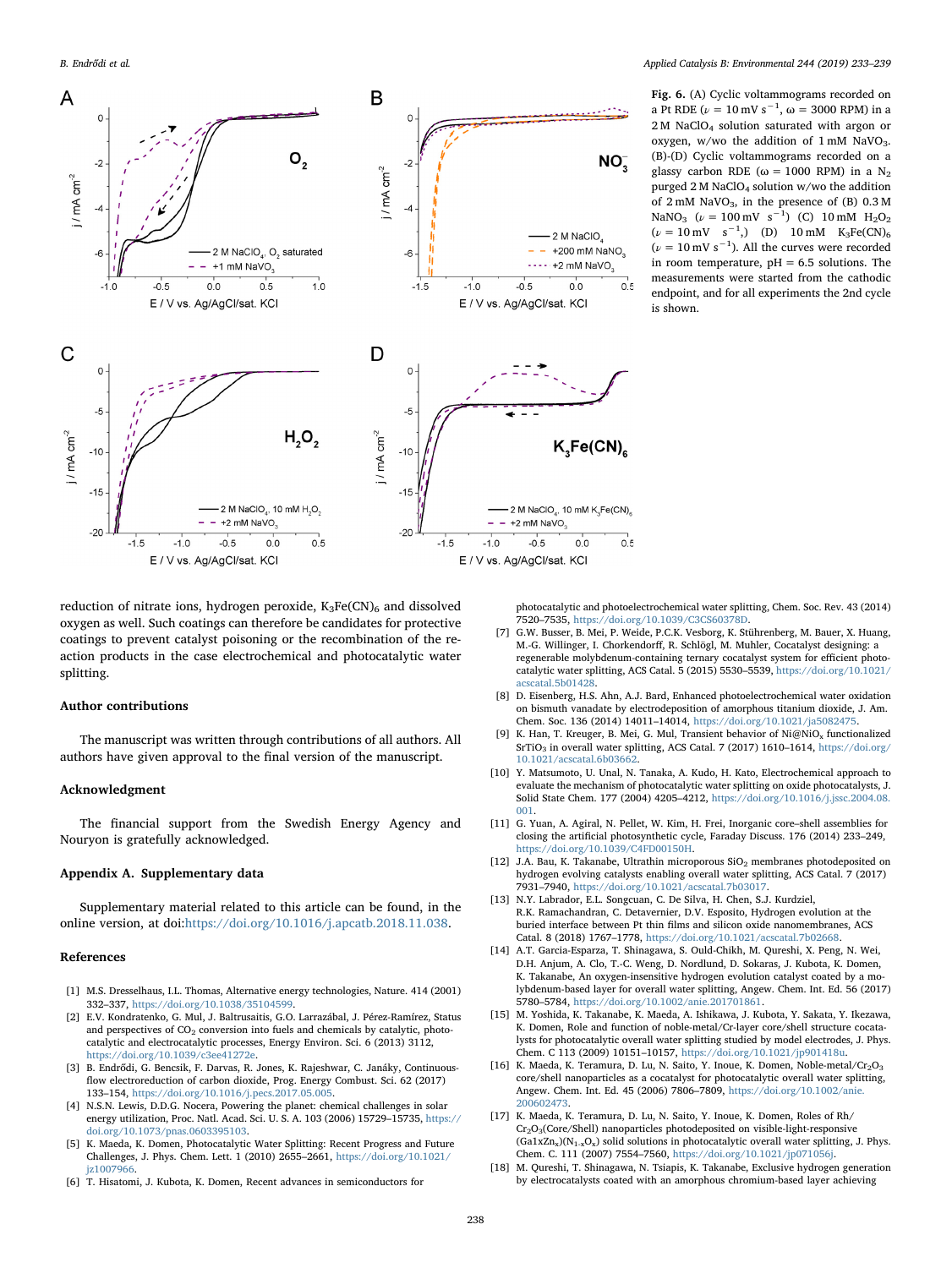**Fig. 6.** (A) Cyclic voltammograms recorded on a Pt RDE ($\nu$ = 10 mV s$^{-1}$, $\omega$ = 3000 RPM) in a 2 M $NaClO_4$ solution saturated with argon or oxygen, w/wo the addition of 1 mM $NaVO_3$. (B)-(D) Cyclic voltammograms recorded on a glassy carbon RDE ($\omega$ = 1000 RPM) in a $N_2$ purged 2 M $NaClO_4$ solution w/wo the addition of 2 mM $NaVO_3$, in the presence of (B) 0.3 M $NaNO_3$ ($\nu$ = 100 mV s$^{-1}$) (C) 10 mM $H_2O_2$ ($\nu$ = 10 mV s$^{-1}$,) (D) 10 mM $K_3Fe(CN)_6$ ($\nu$ = 10 mV s$^{-1}$). All the curves were recorded in room temperature, pH = 6.5 solutions. The measurements were started from the cathodic endpoint, and for all experiments the 2nd cycle is shown.

reduction of nitrate ions, hydrogen peroxide, $K_3Fe(CN)_6$ and dissolved oxygen as well. Such coatings can therefore be candidates for protective coatings to prevent catalyst poisoning or the recombination of the reaction products in the case electrochemical and photocatalytic water splitting.

## Author contributions

The manuscript was written through contributions of all authors. All authors have given approval to the final version of the manuscript.

## Acknowledgment

The financial support from the Swedish Energy Agency and Nouryon is gratefully acknowledged.

## Appendix A. Supplementary data

Supplementary material related to this article can be found, in the online version, at doi:https://doi.org/10.1016/j.apcatb.2018.11.038.

## References

[1] M.S. Dresselhaus, I.L. Thomas, Alternative energy technologies, Nature. 414 (2001) 332–337, https://doi.org/10.1038/35104599.

[2] E.V. Kondratenko, G. Mul, J. Baltrusaitis, G.O. Larrazábal, J. Pérez-Ramírez, Status and perspectives of $CO_2$ conversion into fuels and chemicals by catalytic, photocatalytic and electrocatalytic processes, Energy Environ. Sci. 6 (2013) 3112, https://doi.org/10.1039/c3ee41272e.

[3] B. Endrődi, G. Bencsik, F. Darvas, R. Jones, K. Rajeshwar, C. Janáky, Continuous-flow electroreduction of carbon dioxide, Prog. Energy Combust. Sci. 62 (2017) 133–154, https://doi.org/10.1016/j.pecs.2017.05.005.

[4] N.S.N. Lewis, D.D.G. Nocera, Powering the planet: chemical challenges in solar energy utilization, Proc. Natl. Acad. Sci. U. S. A. 103 (2006) 15729–15735, https://doi.org/10.1073/pnas.0603395103.

[5] K. Maeda, K. Domen, Photocatalytic Water Splitting: Recent Progress and Future Challenges, J. Phys. Chem. Lett. 1 (2010) 2655–2661, https://doi.org/10.1021/jz1007966.

[6] T. Hisatomi, J. Kubota, K. Domen, Recent advances in semiconductors for photocatalytic and photoelectrochemical water splitting, Chem. Soc. Rev. 43 (2014) 7520–7535, https://doi.org/10.1039/C3CS60378D.

[7] G.W. Busser, B. Mei, P. Weide, P.C.K. Vesborg, K. Stührenberg, M. Bauer, X. Huang, M.-G. Willinger, I. Chorkendorff, R. Schlögl, M. Muhler, Cocatalyst designing: a regenerable molybdenum-containing ternary cocatalyst system for efficient photocatalytic water splitting, ACS Catal. 5 (2015) 5530–5539, https://doi.org/10.1021/acscatal.5b01428.

[8] D. Eisenberg, H.S. Ahn, A.J. Bard, Enhanced photoelectrochemical water oxidation on bismuth vanadate by electrodeposition of amorphous titanium dioxide, J. Am. Chem. Soc. 136 (2014) 14011–14014, https://doi.org/10.1021/ja5082475.

[9] K. Han, T. Kreuger, B. Mei, G. Mul, Transient behavior of Ni@$NiO_x$ functionalized $SrTiO_3$ in overall water splitting, ACS Catal. 7 (2017) 1610–1614, https://doi.org/10.1021/acscatal.6b03662.

[10] Y. Matsumoto, U. Unal, N. Tanaka, A. Kudo, H. Kato, Electrochemical approach to evaluate the mechanism of photocatalytic water splitting on oxide photocatalysts, J. Solid State Chem. 177 (2004) 4205–4212, https://doi.org/10.1016/j.jssc.2004.08.001.

[11] G. Yuan, A. Agiral, N. Pellet, W. Kim, H. Frei, Inorganic core–shell assemblies for closing the artificial photosynthetic cycle, Faraday Discuss. 176 (2014) 233–249, https://doi.org/10.1039/C4FD00150H.

[12] J.A. Bau, K. Takanabe, Ultrathin microporous $SiO_2$ membranes photodeposited on hydrogen evolving catalysts enabling overall water splitting, ACS Catal. 7 (2017) 7931–7940, https://doi.org/10.1021/acscatal.7b03017.

[13] N.Y. Labrador, E.L. Songcuan, C. De Silva, H. Chen, S.J. Kurdziel, R.K. Ramachandran, C. Detavernier, D.V. Esposito, Hydrogen evolution at the buried interface between Pt thin films and silicon oxide nanomembranes, ACS Catal. 8 (2018) 1767–1778, https://doi.org/10.1021/acscatal.7b02668.

[14] A.T. Garcia-Esparza, T. Shinagawa, S. Ould-Chikh, M. Qureshi, X. Peng, N. Wei, D.H. Anjum, A. Clo, T.-C. Weng, D. Nordlund, D. Sokaras, J. Kubota, K. Domen, K. Takanabe, An oxygen-insensitive hydrogen evolution catalyst coated by a molybdenum-based layer for overall water splitting, Angew. Chem. Int. Ed. 56 (2017) 5780–5784, https://doi.org/10.1002/anie.201701861.

[15] M. Yoshida, K. Takanabe, K. Maeda, A. Ishikawa, J. Kubota, Y. Sakata, Y. Ikezawa, K. Domen, Role and function of noble-metal/Cr-layer core/shell structure cocatalysts for photocatalytic overall water splitting studied by model electrodes, J. Phys. Chem. C 113 (2009) 10151–10157, https://doi.org/10.1021/jp901418u.

[16] K. Maeda, K. Teramura, D. Lu, N. Saito, Y. Inoue, K. Domen, Noble-metal/$Cr_2O_3$ core/shell nanoparticles as a cocatalyst for photocatalytic overall water splitting, Angew. Chem. Int. Ed. 45 (2006) 7806–7809, https://doi.org/10.1002/anie.200602473.

[17] K. Maeda, K. Teramura, D. Lu, N. Saito, Y. Inoue, K. Domen, Roles of Rh/$Cr_2O_3$(Core/Shell) nanoparticles photodeposited on visible-light-responsive $(Ga_{1-x}Zn_x)(N_{1-x}O_x)$ solid solutions in photocatalytic overall water splitting, J. Phys. Chem. C. 111 (2007) 7554–7560, https://doi.org/10.1021/jp071056j.

[18] M. Qureshi, T. Shinagawa, N. Tsiapis, K. Takanabe, Exclusive hydrogen generation by electrocatalysts coated with an amorphous chromium-based layer achieving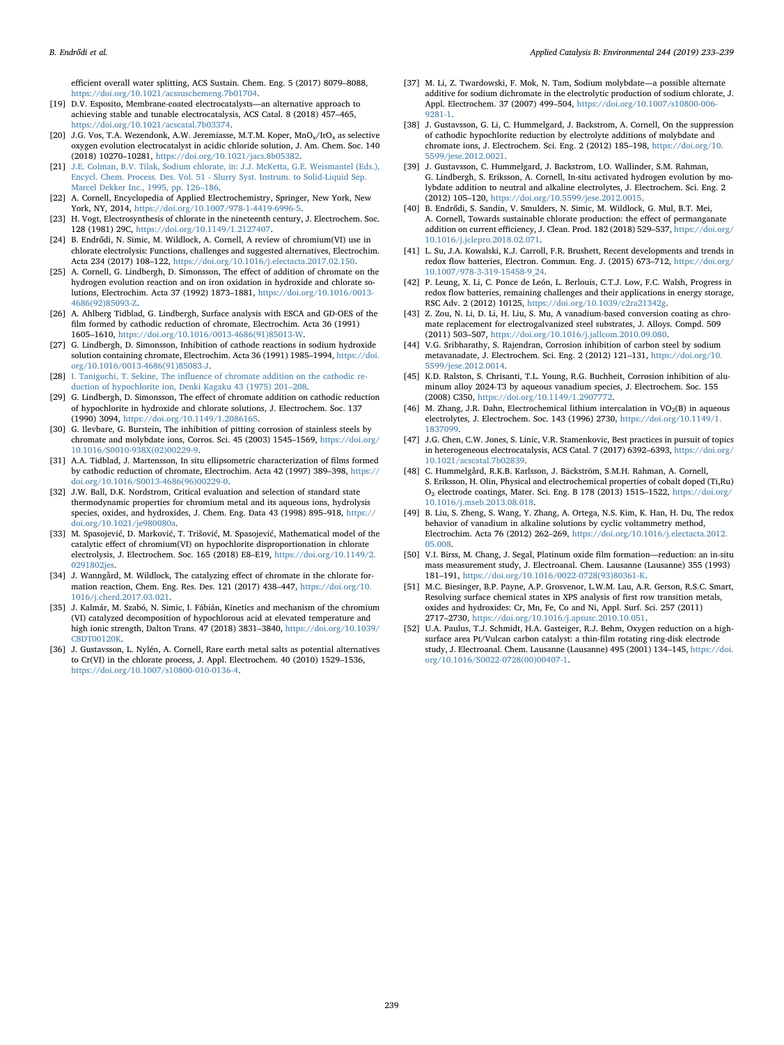efficient overall water splitting, ACS Sustain. Chem. Eng. 5 (2017) 8079–8088, https://doi.org/10.1021/acssuschemeng.7b01704.

[19] D.V. Esposito, Membrane-coated electrocatalysts—an alternative approach to achieving stable and tunable electrocatalysis, ACS Catal. 8 (2018) 457–465, https://doi.org/10.1021/acscatal.7b03374.

[20] J.G. Vos, T.A. Wezendonk, A.W. Jeremiasse, M.T.M. Koper, $MnO_x/IrO_x$ as selective oxygen evolution electrocatalyst in acidic chloride solution, J. Am. Chem. Soc. 140 (2018) 10270–10281, https://doi.org/10.1021/jacs.8b05382.

[21] J.E. Colman, B.V. Tilak, Sodium chlorate, in: J.J. McKetta, G.E. Weismantel (Eds.), Encycl. Chem. Process. Des. Vol. 51 - Slurry Syst. Instrum. to Solid-Liquid Sep. Marcel Dekker Inc., 1995, pp. 126–186.

[22] A. Cornell, Encyclopedia of Applied Electrochemistry, Springer, New York, New York, NY, 2014, https://doi.org/10.1007/978-1-4419-6996-5.

[23] H. Vogt, Electrosynthesis of chlorate in the nineteenth century, J. Electrochem. Soc. 128 (1981) 29C, https://doi.org/10.1149/1.2127407.

[24] B. Endrődi, N. Simic, M. Wildlock, A. Cornell, A review of chromium(VI) use in chlorate electrolysis: Functions, challenges and suggested alternatives, Electrochim. Acta 234 (2017) 108–122, https://doi.org/10.1016/j.electacta.2017.02.150.

[25] A. Cornell, G. Lindbergh, D. Simonsson, The effect of addition of chromate on the hydrogen evolution reaction and on iron oxidation in hydroxide and chlorate solutions, Electrochim. Acta 37 (1992) 1873–1881, https://doi.org/10.1016/0013-4686(92)85093-Z.

[26] A. Ahlberg Tidblad, G. Lindbergh, Surface analysis with ESCA and GD-OES of the film formed by cathodic reduction of chromate, Electrochim. Acta 36 (1991) 1605–1610, https://doi.org/10.1016/0013-4686(91)85013-W.

[27] G. Lindbergh, D. Simonsson, Inhibition of cathode reactions in sodium hydroxide solution containing chromate, Electrochim. Acta 36 (1991) 1985–1994, https://doi.org/10.1016/0013-4686(91)85083-J.

[28] I. Taniguchi, T. Sekine, The influence of chromate addition on the cathodic reduction of hypochlorite ion, Denki Kagaku 43 (1975) 201–208.

[29] G. Lindbergh, D. Simonsson, The effect of chromate addition on cathodic reduction of hypochlorite in hydroxide and chlorate solutions, J. Electrochem. Soc. 137 (1990) 3094, https://doi.org/10.1149/1.2086165.

[30] G. Ilevbare, G. Burstein, The inhibition of pitting corrosion of stainless steels by chromate and molybdate ions, Corros. Sci. 45 (2003) 1545–1569, https://doi.org/10.1016/S0010-938X(02)00229-9.

[31] A.A. Tidblad, J. Martensson, In situ ellipsometric characterization of films formed by cathodic reduction of chromate, Electrochim. Acta 42 (1997) 389–398, https://doi.org/10.1016/S0013-4686(96)00229-0.

[32] J.W. Ball, D.K. Nordstrom, Critical evaluation and selection of standard state thermodynamic properties for chromium metal and its aqueous ions, hydrolysis species, oxides, and hydroxides, J. Chem. Eng. Data 43 (1998) 895–918, https://doi.org/10.1021/je980080a.

[33] M. Spasojević, D. Marković, T. Trišović, M. Spasojević, Mathematical model of the catalytic effect of chromium(VI) on hypochlorite disproportionation in chlorate electrolysis, J. Electrochem. Soc. 165 (2018) E8–E19, https://doi.org/10.1149/2.0291802jes.

[34] J. Wanngård, M. Wildlock, The catalyzing effect of chromate in the chlorate formation reaction, Chem. Eng. Res. Des. 121 (2017) 438–447, https://doi.org/10.1016/j.cherd.2017.03.021.

[35] J. Kalmár, M. Szabó, N. Simic, I. Fábián, Kinetics and mechanism of the chromium (VI) catalyzed decomposition of hypochlorous acid at elevated temperature and high ionic strength, Dalton Trans. 47 (2018) 3831–3840, https://doi.org/10.1039/C8DT00120K.

[36] J. Gustavsson, L. Nylén, A. Cornell, Rare earth metal salts as potential alternatives to Cr(VI) in the chlorate process, J. Appl. Electrochem. 40 (2010) 1529–1536, https://doi.org/10.1007/s10800-010-0136-4.

[37] M. Li, Z. Twardowski, F. Mok, N. Tam, Sodium molybdate—a possible alternate additive for sodium dichromate in the electrolytic production of sodium chlorate, J. Appl. Electrochem. 37 (2007) 499–504, https://doi.org/10.1007/s10800-006-9281-1.

[38] J. Gustavsson, G. Li, C. Hummelgard, J. Backstrom, A. Cornell, On the suppression of cathodic hypochlorite reduction by electrolyte additions of molybdate and chromate ions, J. Electrochem. Sci. Eng. 2 (2012) 185–198, https://doi.org/10.5599/jese.2012.0021.

[39] J. Gustavsson, C. Hummelgard, J. Backstrom, I.O. Wallinder, S.M. Rahman, G. Lindbergh, S. Eriksson, A. Cornell, In-situ activated hydrogen evolution by molybdate addition to neutral and alkaline electrolytes, J. Electrochem. Sci. Eng. 2 (2012) 105–120, https://doi.org/10.5599/jese.2012.0015.

[40] B. Endrődi, S. Sandin, V. Smulders, N. Simic, M. Wildlock, G. Mul, B.T. Mei, A. Cornell, Towards sustainable chlorate production: the effect of permanganate addition on current efficiency, J. Clean. Prod. 182 (2018) 529–537, https://doi.org/10.1016/j.jclepro.2018.02.071.

[41] L. Su, J.A. Kowalski, K.J. Carroll, F.R. Brushett, Recent developments and trends in redox flow batteries, Electron. Commun. Eng. J. (2015) 673–712, https://doi.org/10.1007/978-3-319-15458-9_24.

[42] P. Leung, X. Li, C. Ponce de León, L. Berlouis, C.T.J. Low, F.C. Walsh, Progress in redox flow batteries, remaining challenges and their applications in energy storage, RSC Adv. 2 (2012) 10125, https://doi.org/10.1039/c2ra21342g.

[43] Z. Zou, N. Li, D. Li, H. Liu, S. Mu, A vanadium-based conversion coating as chromate replacement for electrogalvanized steel substrates, J. Alloys. Compd. 509 (2011) 503–507, https://doi.org/10.1016/j.jallcom.2010.09.080.

[44] V.G. Sribharathy, S. Rajendran, Corrosion inhibition of carbon steel by sodium metavanadate, J. Electrochem. Sci. Eng. 2 (2012) 121–131, https://doi.org/10.5599/jese.2012.0014.

[45] K.D. Ralston, S. Chrisanti, T.L. Young, R.G. Buchheit, Corrosion inhibition of aluminum alloy 2024-T3 by aqueous vanadium species, J. Electrochem. Soc. 155 (2008) C350, https://doi.org/10.1149/1.2907772.

[46] M. Zhang, J.R. Dahn, Electrochemical lithium intercalation in $VO_2$(B) in aqueous electrolytes, J. Electrochem. Soc. 143 (1996) 2730, https://doi.org/10.1149/1.1837099.

[47] J.G. Chen, C.W. Jones, S. Linic, V.R. Stamenkovic, Best practices in pursuit of topics in heterogeneous electrocatalysis, ACS Catal. 7 (2017) 6392–6393, https://doi.org/10.1021/acscatal.7b02839.

[48] C. Hummelgård, R.K.B. Karlsson, J. Bäckström, S.M.H. Rahman, A. Cornell, S. Eriksson, H. Olin, Physical and electrochemical properties of cobalt doped (Ti,Ru)$O_2$ electrode coatings, Mater. Sci. Eng. B 178 (2013) 1515–1522, https://doi.org/10.1016/j.mseb.2013.08.018.

[49] B. Liu, S. Zheng, S. Wang, Y. Zhang, A. Ortega, N.S. Kim, K. Han, H. Du, The redox behavior of vanadium in alkaline solutions by cyclic voltammetry method, Electrochim. Acta 76 (2012) 262–269, https://doi.org/10.1016/j.electacta.2012.05.008.

[50] V.I. Birss, M. Chang, J. Segal, Platinum oxide film formation—reduction: an in-situ mass measurement study, J. Electroanal. Chem. Lausanne (Lausanne) 355 (1993) 181–191, https://doi.org/10.1016/0022-0728(93)80361-K.

[51] M.C. Biesinger, B.P. Payne, A.P. Grosvenor, L.W.M. Lau, A.R. Gerson, R.S.C. Smart, Resolving surface chemical states in XPS analysis of first row transition metals, oxides and hydroxides: Cr, Mn, Fe, Co and Ni, Appl. Surf. Sci. 257 (2011) 2717–2730, https://doi.org/10.1016/j.apsusc.2010.10.051.

[52] U.A. Paulus, T.J. Schmidt, H.A. Gasteiger, R.J. Behm, Oxygen reduction on a high-surface area Pt/Vulcan carbon catalyst: a thin-film rotating ring-disk electrode study, J. Electroanal. Chem. Lausanne (Lausanne) 495 (2001) 134–145, https://doi.org/10.1016/S0022-0728(00)00407-1.